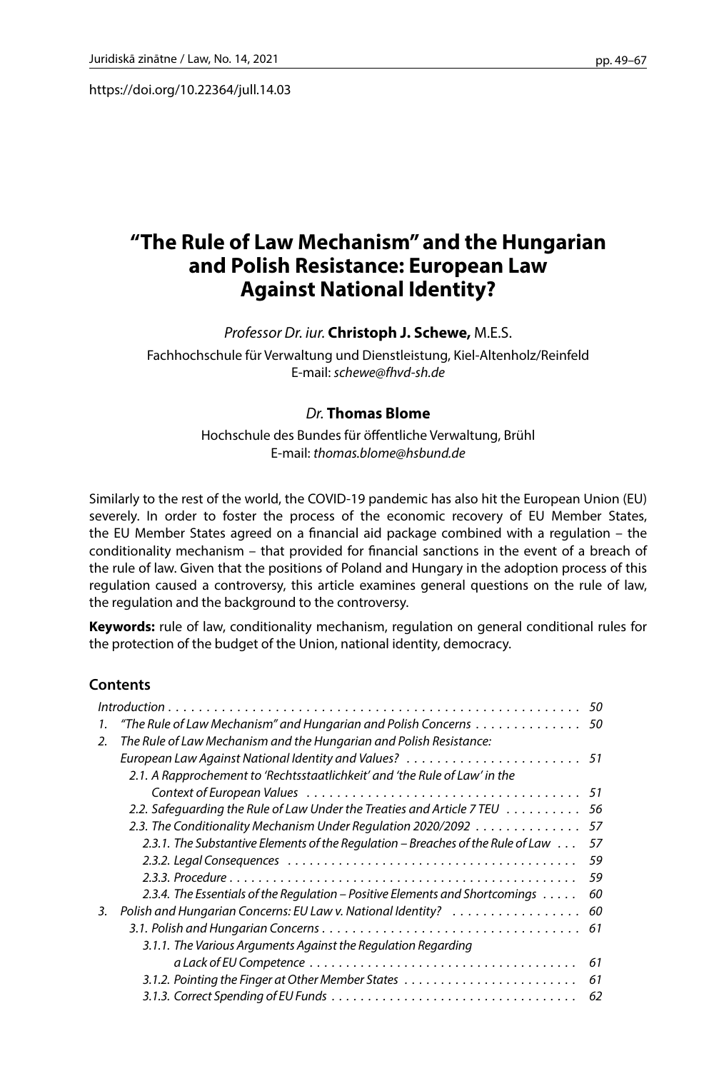https://doi.org/10.22364/jull.14.03

# "The Rule of Law Mechanism" and the Hungarian and Polish Resistance: European Law Against National Identity?

*Professor Dr. iur.* **Christoph J. Schewe,** M.E.S.

Fachhochschule für Verwaltung und Dienstleistung, Kiel-Altenholz/Reinfeld
E-mail: *schewe@fhvd-sh.de*

*Dr.* **Thomas Blome**

Hochschule des Bundes für öffentliche Verwaltung, Brühl
E-mail: *thomas.blome@hsbund.de*

Similarly to the rest of the world, the COVID-19 pandemic has also hit the European Union (EU) severely. In order to foster the process of the economic recovery of EU Member States, the EU Member States agreed on a financial aid package combined with a regulation – the conditionality mechanism – that provided for financial sanctions in the event of a breach of the rule of law. Given that the positions of Poland and Hungary in the adoption process of this regulation caused a controversy, this article examines general questions on the rule of law, the regulation and the background to the controversy.

**Keywords:** rule of law, conditionality mechanism, regulation on general conditional rules for the protection of the budget of the Union, national identity, democracy.

### Contents

*Introduction* . . . 50

1. *"The Rule of Law Mechanism" and Hungarian and Polish Concerns* . . . 50
2. *The Rule of Law Mechanism and the Hungarian and Polish Resistance: European Law Against National Identity and Values?* . . . 51
   - *2.1. A Rapprochement to 'Rechtsstaatlichkeit' and 'the Rule of Law' in the Context of European Values* . . . 51
   - *2.2. Safeguarding the Rule of Law Under the Treaties and Article 7 TEU* . . . 56
   - *2.3. The Conditionality Mechanism Under Regulation 2020/2092* . . . 57
     - *2.3.1. The Substantive Elements of the Regulation – Breaches of the Rule of Law* . . . 57
     - *2.3.2. Legal Consequences* . . . 59
     - *2.3.3. Procedure* . . . 59
     - *2.3.4. The Essentials of the Regulation – Positive Elements and Shortcomings* . . . 60
3. *Polish and Hungarian Concerns: EU Law v. National Identity?* . . . 60
   - *3.1. Polish and Hungarian Concerns* . . . 61
     - *3.1.1. The Various Arguments Against the Regulation Regarding a Lack of EU Competence* . . . 61
     - *3.1.2. Pointing the Finger at Other Member States* . . . 61
     - *3.1.3. Correct Spending of EU Funds* . . . 62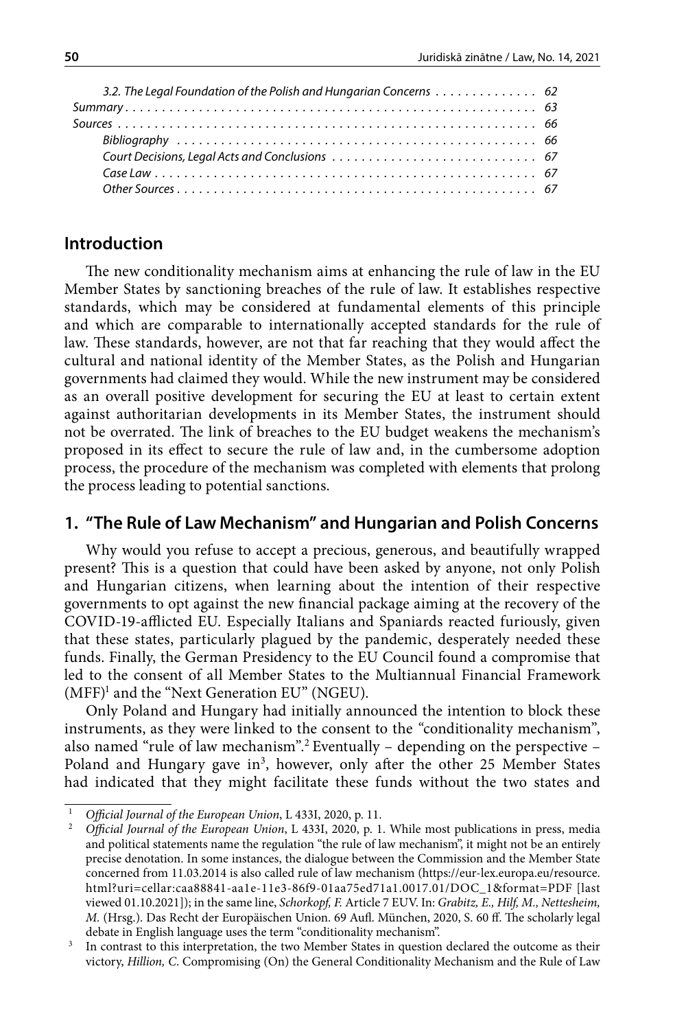3.2. The Legal Foundation of the Polish and Hungarian Concerns . . . . . . . . . . . . . 62

Summary . . . . . . . . . . . . . . . . . . . . . . . . . . . . . . . . . . . . . . . . . . . . . . . . . . . . . . . . 63

Sources . . . . . . . . . . . . . . . . . . . . . . . . . . . . . . . . . . . . . . . . . . . . . . . . . . . . . . . . . 66

Bibliography . . . . . . . . . . . . . . . . . . . . . . . . . . . . . . . . . . . . . . . . . . . . . . . . 66

Court Decisions, Legal Acts and Conclusions . . . . . . . . . . . . . . . . . . . . . . . . . . . 67

Case Law . . . . . . . . . . . . . . . . . . . . . . . . . . . . . . . . . . . . . . . . . . . . . . . . . . . 67

Other Sources . . . . . . . . . . . . . . . . . . . . . . . . . . . . . . . . . . . . . . . . . . . . . . . . 67

## Introduction

The new conditionality mechanism aims at enhancing the rule of law in the EU Member States by sanctioning breaches of the rule of law. It establishes respective standards, which may be considered at fundamental elements of this principle and which are comparable to internationally accepted standards for the rule of law. These standards, however, are not that far reaching that they would affect the cultural and national identity of the Member States, as the Polish and Hungarian governments had claimed they would. While the new instrument may be considered as an overall positive development for securing the EU at least to certain extent against authoritarian developments in its Member States, the instrument should not be overrated. The link of breaches to the EU budget weakens the mechanism's proposed in its effect to secure the rule of law and, in the cumbersome adoption process, the procedure of the mechanism was completed with elements that prolong the process leading to potential sanctions.

## 1. "The Rule of Law Mechanism" and Hungarian and Polish Concerns

Why would you refuse to accept a precious, generous, and beautifully wrapped present? This is a question that could have been asked by anyone, not only Polish and Hungarian citizens, when learning about the intention of their respective governments to opt against the new financial package aiming at the recovery of the COVID-19-afflicted EU. Especially Italians and Spaniards reacted furiously, given that these states, particularly plagued by the pandemic, desperately needed these funds. Finally, the German Presidency to the EU Council found a compromise that led to the consent of all Member States to the Multiannual Financial Framework (MFF)[1] and the "Next Generation EU" (NGEU).

Only Poland and Hungary had initially announced the intention to block these instruments, as they were linked to the consent to the "conditionality mechanism", also named "rule of law mechanism".[2] Eventually – depending on the perspective – Poland and Hungary gave in[3], however, only after the other 25 Member States had indicated that they might facilitate these funds without the two states and

---

[1] *Official Journal of the European Union*, L 433I, 2020, p. 11.

[2] *Official Journal of the European Union*, L 433I, 2020, p. 1. While most publications in press, media and political statements name the regulation "the rule of law mechanism", it might not be an entirely precise denotation. In some instances, the dialogue between the Commission and the Member State concerned from 11.03.2014 is also called rule of law mechanism (https://eur-lex.europa.eu/resource.html?uri=cellar:caa88841-aa1e-11e3-86f9-01aa75ed71a1.0017.01/DOC_1&format=PDF [last viewed 01.10.2021]); in the same line, *Schorkopf, F.* Article 7 EUV. In: *Grabitz, E., Hilf, M., Nettesheim, M.* (Hrsg.). Das Recht der Europäischen Union. 69 Aufl. München, 2020, S. 60 ff. The scholarly legal debate in English language uses the term "conditionality mechanism".

[3] In contrast to this interpretation, the two Member States in question declared the outcome as their victory, *Hillion, C.* Compromising (On) the General Conditionality Mechanism and the Rule of Law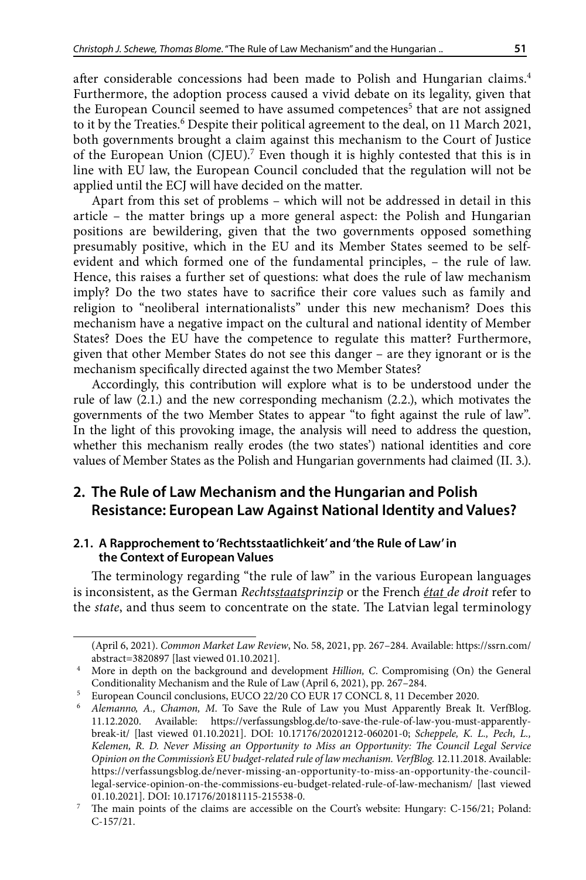after considerable concessions had been made to Polish and Hungarian claims.[4] Furthermore, the adoption process caused a vivid debate on its legality, given that the European Council seemed to have assumed competences[5] that are not assigned to it by the Treaties.[6] Despite their political agreement to the deal, on 11 March 2021, both governments brought a claim against this mechanism to the Court of Justice of the European Union (CJEU).[7] Even though it is highly contested that this is in line with EU law, the European Council concluded that the regulation will not be applied until the ECJ will have decided on the matter.

Apart from this set of problems – which will not be addressed in detail in this article – the matter brings up a more general aspect: the Polish and Hungarian positions are bewildering, given that the two governments opposed something presumably positive, which in the EU and its Member States seemed to be self-evident and which formed one of the fundamental principles, – the rule of law. Hence, this raises a further set of questions: what does the rule of law mechanism imply? Do the two states have to sacrifice their core values such as family and religion to "neoliberal internationalists" under this new mechanism? Does this mechanism have a negative impact on the cultural and national identity of Member States? Does the EU have the competence to regulate this matter? Furthermore, given that other Member States do not see this danger – are they ignorant or is the mechanism specifically directed against the two Member States?

Accordingly, this contribution will explore what is to be understood under the rule of law (2.1.) and the new corresponding mechanism (2.2.), which motivates the governments of the two Member States to appear "to fight against the rule of law". In the light of this provoking image, the analysis will need to address the question, whether this mechanism really erodes (the two states') national identities and core values of Member States as the Polish and Hungarian governments had claimed (II. 3.).

## 2. The Rule of Law Mechanism and the Hungarian and Polish Resistance: European Law Against National Identity and Values?

### 2.1. A Rapprochement to 'Rechtsstaatlichkeit' and 'the Rule of Law' in the Context of European Values

The terminology regarding "the rule of law" in the various European languages is inconsistent, as the German *Rechts<u>staats</u>prinzip* or the French *<u>état</u> de droit* refer to the *state*, and thus seem to concentrate on the state. The Latvian legal terminology

---

(April 6, 2021). *Common Market Law Review*, No. 58, 2021, pp. 267–284. Available: https://ssrn.com/abstract=3820897 [last viewed 01.10.2021].

[4] More in depth on the background and development *Hillion, C.* Compromising (On) the General Conditionality Mechanism and the Rule of Law (April 6, 2021), pp. 267–284.

[5] European Council conclusions, EUCO 22/20 CO EUR 17 CONCL 8, 11 December 2020.

[6] *Alemanno, A., Chamon, M.* To Save the Rule of Law you Must Apparently Break It. VerfBlog. 11.12.2020. Available: https://verfassungsblog.de/to-save-the-rule-of-law-you-must-apparently-break-it/ [last viewed 01.10.2021]. DOI: 10.17176/20201212-060201-0; *Scheppele, K. L., Pech, L., Kelemen, R. D. Never Missing an Opportunity to Miss an Opportunity: The Council Legal Service Opinion on the Commission's EU budget-related rule of law mechanism. VerfBlog.* 12.11.2018. Available: https://verfassungsblog.de/never-missing-an-opportunity-to-miss-an-opportunity-the-council-legal-service-opinion-on-the-commissions-eu-budget-related-rule-of-law-mechanism/ [last viewed 01.10.2021]. DOI: 10.17176/20181115-215538-0.

[7] The main points of the claims are accessible on the Court's website: Hungary: C-156/21; Poland: C-157/21.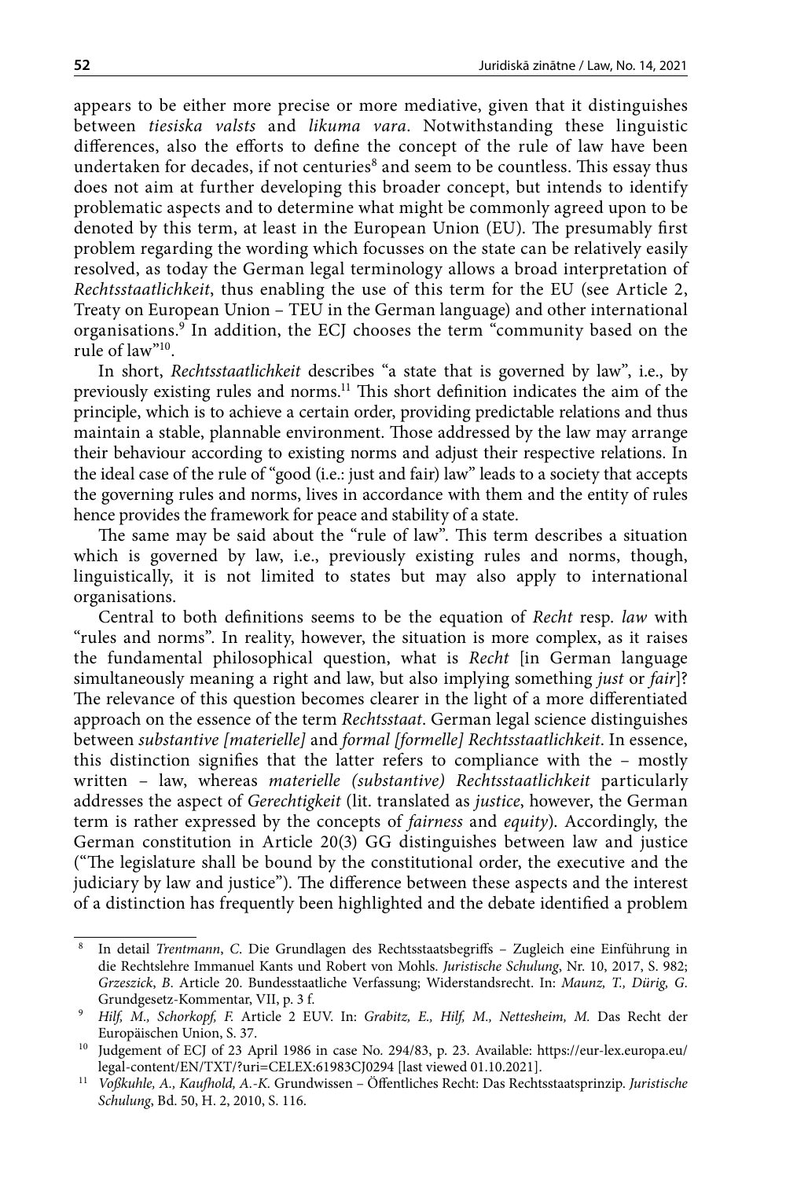appears to be either more precise or more mediative, given that it distinguishes between *tiesiska valsts* and *likuma vara*. Notwithstanding these linguistic differences, also the efforts to define the concept of the rule of law have been undertaken for decades, if not centuries[8] and seem to be countless. This essay thus does not aim at further developing this broader concept, but intends to identify problematic aspects and to determine what might be commonly agreed upon to be denoted by this term, at least in the European Union (EU). The presumably first problem regarding the wording which focusses on the state can be relatively easily resolved, as today the German legal terminology allows a broad interpretation of *Rechtsstaatlichkeit*, thus enabling the use of this term for the EU (see Article 2, Treaty on European Union – TEU in the German language) and other international organisations.[9] In addition, the ECJ chooses the term "community based on the rule of law"[10].

In short, *Rechtsstaatlichkeit* describes "a state that is governed by law", i.e., by previously existing rules and norms.[11] This short definition indicates the aim of the principle, which is to achieve a certain order, providing predictable relations and thus maintain a stable, plannable environment. Those addressed by the law may arrange their behaviour according to existing norms and adjust their respective relations. In the ideal case of the rule of "good (i.e.: just and fair) law" leads to a society that accepts the governing rules and norms, lives in accordance with them and the entity of rules hence provides the framework for peace and stability of a state.

The same may be said about the "rule of law". This term describes a situation which is governed by law, i.e., previously existing rules and norms, though, linguistically, it is not limited to states but may also apply to international organisations.

Central to both definitions seems to be the equation of *Recht* resp. *law* with "rules and norms". In reality, however, the situation is more complex, as it raises the fundamental philosophical question, what is *Recht* [in German language simultaneously meaning a right and law, but also implying something *just* or *fair*]? The relevance of this question becomes clearer in the light of a more differentiated approach on the essence of the term *Rechtsstaat*. German legal science distinguishes between *substantive [materielle]* and *formal [formelle] Rechtsstaatlichkeit*. In essence, this distinction signifies that the latter refers to compliance with the – mostly written – law, whereas *materielle (substantive) Rechtsstaatlichkeit* particularly addresses the aspect of *Gerechtigkeit* (lit. translated as *justice*, however, the German term is rather expressed by the concepts of *fairness* and *equity*). Accordingly, the German constitution in Article 20(3) GG distinguishes between law and justice ("The legislature shall be bound by the constitutional order, the executive and the judiciary by law and justice"). The difference between these aspects and the interest of a distinction has frequently been highlighted and the debate identified a problem

---

[8] In detail *Trentmann*, *C*. Die Grundlagen des Rechtsstaatsbegriffs – Zugleich eine Einführung in die Rechtslehre Immanuel Kants und Robert von Mohls. *Juristische Schulung*, Nr. 10, 2017, S. 982; *Grzeszick*, *B*. Article 20. Bundesstaatliche Verfassung; Widerstandsrecht. In: *Maunz, T., Dürig, G*. Grundgesetz-Kommentar, VII, p. 3 f.

[9] *Hilf, M., Schorkopf, F.* Article 2 EUV. In: *Grabitz, E., Hilf, M., Nettesheim, M.* Das Recht der Europäischen Union, S. 37.

[10] Judgement of ECJ of 23 April 1986 in case No. 294/83, p. 23. Available: https://eur-lex.europa.eu/legal-content/EN/TXT/?uri=CELEX:61983CJ0294 [last viewed 01.10.2021].

[11] *Voßkuhle, A., Kaufhold, A.-K.* Grundwissen – Öffentliches Recht: Das Rechtsstaatsprinzip. *Juristische Schulung*, Bd. 50, H. 2, 2010, S. 116.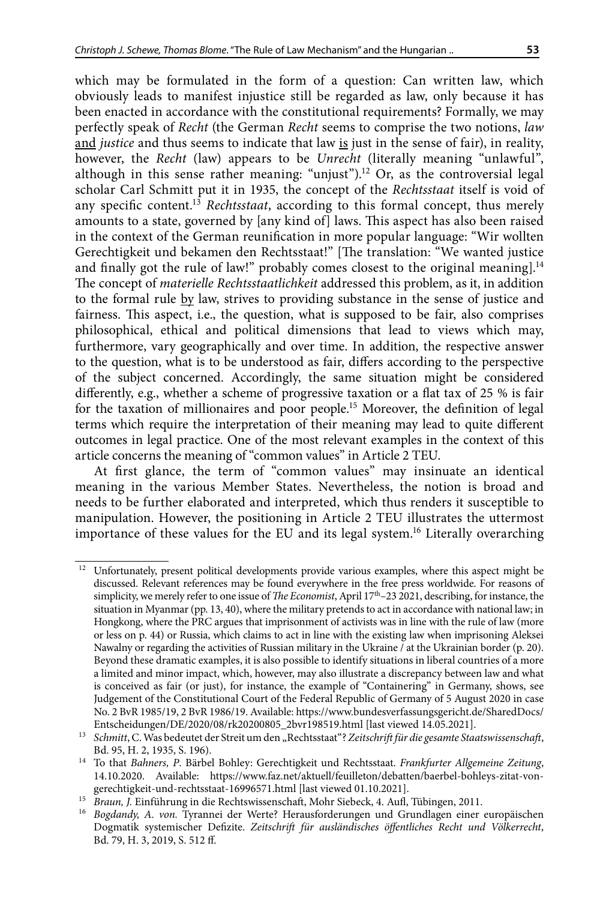which may be formulated in the form of a question: Can written law, which obviously leads to manifest injustice still be regarded as law, only because it has been enacted in accordance with the constitutional requirements? Formally, we may perfectly speak of *Recht* (the German *Recht* seems to comprise the two notions, *law* and *justice* and thus seems to indicate that law is just in the sense of fair), in reality, however, the *Recht* (law) appears to be *Unrecht* (literally meaning "unlawful", although in this sense rather meaning: "unjust").[12] Or, as the controversial legal scholar Carl Schmitt put it in 1935, the concept of the *Rechtsstaat* itself is void of any specific content.[13] *Rechtsstaat*, according to this formal concept, thus merely amounts to a state, governed by [any kind of] laws. This aspect has also been raised in the context of the German reunification in more popular language: "Wir wollten Gerechtigkeit und bekamen den Rechtsstaat!" [The translation: "We wanted justice and finally got the rule of law!" probably comes closest to the original meaning].[14] The concept of *materielle Rechtsstaatlichkeit* addressed this problem, as it, in addition to the formal rule by law, strives to providing substance in the sense of justice and fairness. This aspect, i.e., the question, what is supposed to be fair, also comprises philosophical, ethical and political dimensions that lead to views which may, furthermore, vary geographically and over time. In addition, the respective answer to the question, what is to be understood as fair, differs according to the perspective of the subject concerned. Accordingly, the same situation might be considered differently, e.g., whether a scheme of progressive taxation or a flat tax of 25 % is fair for the taxation of millionaires and poor people.[15] Moreover, the definition of legal terms which require the interpretation of their meaning may lead to quite different outcomes in legal practice. One of the most relevant examples in the context of this article concerns the meaning of "common values" in Article 2 TEU.

At first glance, the term of "common values" may insinuate an identical meaning in the various Member States. Nevertheless, the notion is broad and needs to be further elaborated and interpreted, which thus renders it susceptible to manipulation. However, the positioning in Article 2 TEU illustrates the uttermost importance of these values for the EU and its legal system.[16] Literally overarching

---

[12] Unfortunately, present political developments provide various examples, where this aspect might be discussed. Relevant references may be found everywhere in the free press worldwide. For reasons of simplicity, we merely refer to one issue of *The Economist*, April 17th–23 2021, describing, for instance, the situation in Myanmar (pp. 13, 40), where the military pretends to act in accordance with national law; in Hongkong, where the PRC argues that imprisonment of activists was in line with the rule of law (more or less on p. 44) or Russia, which claims to act in line with the existing law when imprisoning Aleksei Nawalny or regarding the activities of Russian military in the Ukraine / at the Ukrainian border (p. 20). Beyond these dramatic examples, it is also possible to identify situations in liberal countries of a more a limited and minor impact, which, however, may also illustrate a discrepancy between law and what is conceived as fair (or just), for instance, the example of "Containering" in Germany, shows, see Judgement of the Constitutional Court of the Federal Republic of Germany of 5 August 2020 in case No. 2 BvR 1985/19, 2 BvR 1986/19. Available: https://www.bundesverfassungsgericht.de/SharedDocs/Entscheidungen/DE/2020/08/rk20200805_2bvr198519.html [last viewed 14.05.2021].

[13] *Schmitt*, C. Was bedeutet der Streit um den „Rechtsstaat"? *Zeitschrift für die gesamte Staatswissenschaft*, Bd. 95, H. 2, 1935, S. 196).

[14] To that *Bahners, P*. Bärbel Bohley: Gerechtigkeit und Rechtsstaat. *Frankfurter Allgemeine Zeitung*, 14.10.2020. Available: https://www.faz.net/aktuell/feuilleton/debatten/baerbel-bohleys-zitat-von-gerechtigkeit-und-rechtsstaat-16996571.html [last viewed 01.10.2021].

[15] *Braun, J.* Einführung in die Rechtswissenschaft, Mohr Siebeck, 4. Aufl, Tübingen, 2011.

[16] *Bogdandy, A. von.* Tyrannei der Werte? Herausforderungen und Grundlagen einer europäischen Dogmatik systemischer Defizite. *Zeitschrift für ausländisches öffentliches Recht und Völkerrecht*, Bd. 79, H. 3, 2019, S. 512 ff.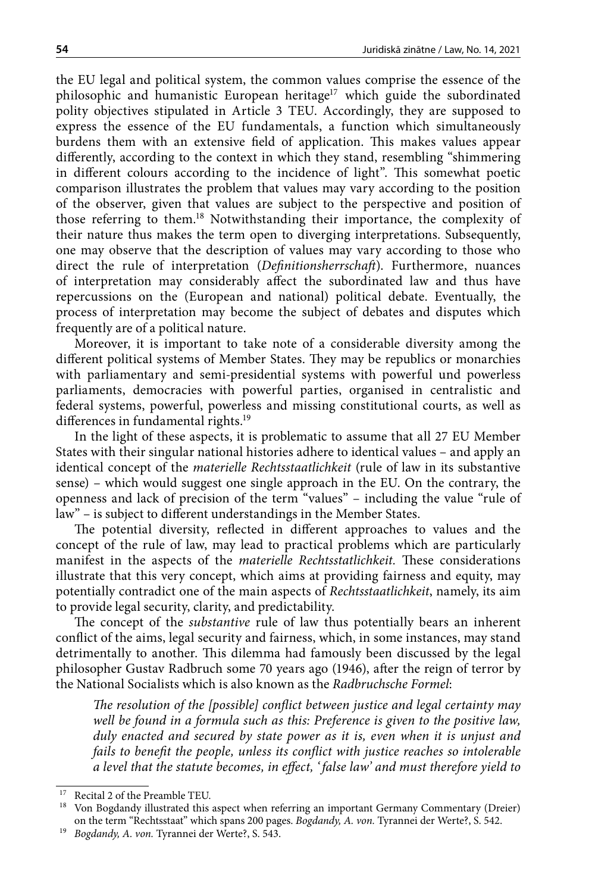the EU legal and political system, the common values comprise the essence of the philosophic and humanistic European heritage[17] which guide the subordinated polity objectives stipulated in Article 3 TEU. Accordingly, they are supposed to express the essence of the EU fundamentals, a function which simultaneously burdens them with an extensive field of application. This makes values appear differently, according to the context in which they stand, resembling "shimmering in different colours according to the incidence of light". This somewhat poetic comparison illustrates the problem that values may vary according to the position of the observer, given that values are subject to the perspective and position of those referring to them.[18] Notwithstanding their importance, the complexity of their nature thus makes the term open to diverging interpretations. Subsequently, one may observe that the description of values may vary according to those who direct the rule of interpretation (*Definitionsherrschaft*). Furthermore, nuances of interpretation may considerably affect the subordinated law and thus have repercussions on the (European and national) political debate. Eventually, the process of interpretation may become the subject of debates and disputes which frequently are of a political nature.

Moreover, it is important to take note of a considerable diversity among the different political systems of Member States. They may be republics or monarchies with parliamentary and semi-presidential systems with powerful und powerless parliaments, democracies with powerful parties, organised in centralistic and federal systems, powerful, powerless and missing constitutional courts, as well as differences in fundamental rights.[19]

In the light of these aspects, it is problematic to assume that all 27 EU Member States with their singular national histories adhere to identical values – and apply an identical concept of the *materielle Rechtsstaatlichkeit* (rule of law in its substantive sense) – which would suggest one single approach in the EU. On the contrary, the openness and lack of precision of the term "values" – including the value "rule of law" – is subject to different understandings in the Member States.

The potential diversity, reflected in different approaches to values and the concept of the rule of law, may lead to practical problems which are particularly manifest in the aspects of the *materielle Rechtsstatlichkeit.* These considerations illustrate that this very concept, which aims at providing fairness and equity, may potentially contradict one of the main aspects of *Rechtsstaatlichkeit*, namely, its aim to provide legal security, clarity, and predictability.

The concept of the *substantive* rule of law thus potentially bears an inherent conflict of the aims, legal security and fairness, which, in some instances, may stand detrimentally to another. This dilemma had famously been discussed by the legal philosopher Gustav Radbruch some 70 years ago (1946), after the reign of terror by the National Socialists which is also known as the *Radbruchsche Formel*:

> *The resolution of the [possible] conflict between justice and legal certainty may well be found in a formula such as this: Preference is given to the positive law, duly enacted and secured by state power as it is, even when it is unjust and fails to benefit the people, unless its conflict with justice reaches so intolerable a level that the statute becomes, in effect, 'false law' and must therefore yield to*

---

[17] Recital 2 of the Preamble TEU.

[18] Von Bogdandy illustrated this aspect when referring an important Germany Commentary (Dreier) on the term "Rechtsstaat" which spans 200 pages. *Bogdandy, A. von.* Tyrannei der Werte?, S. 542.

[19] *Bogdandy, A. von.* Tyrannei der Werte?, S. 543.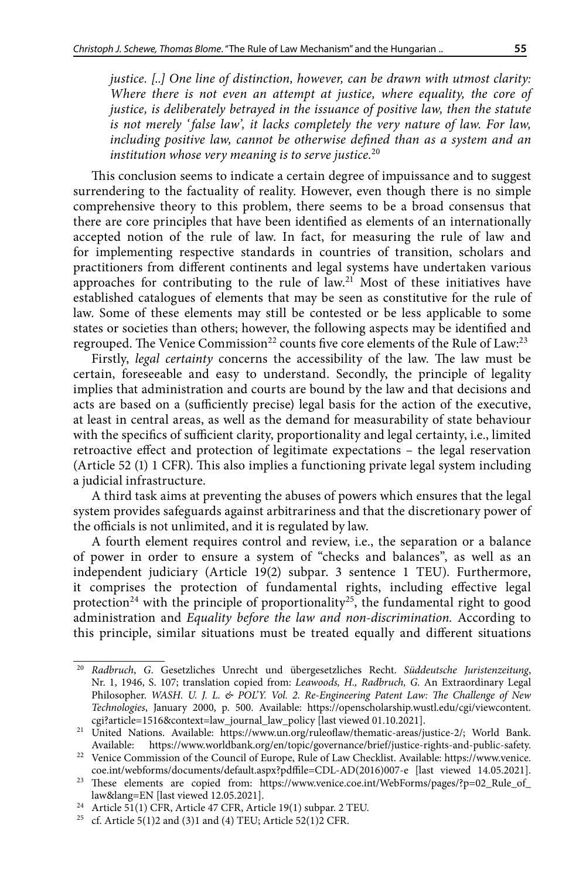*justice. [..] One line of distinction, however, can be drawn with utmost clarity: Where there is not even an attempt at justice, where equality, the core of justice, is deliberately betrayed in the issuance of positive law, then the statute is not merely 'false law', it lacks completely the very nature of law. For law, including positive law, cannot be otherwise defined than as a system and an institution whose very meaning is to serve justice.*[20]

This conclusion seems to indicate a certain degree of impuissance and to suggest surrendering to the factuality of reality. However, even though there is no simple comprehensive theory to this problem, there seems to be a broad consensus that there are core principles that have been identified as elements of an internationally accepted notion of the rule of law. In fact, for measuring the rule of law and for implementing respective standards in countries of transition, scholars and practitioners from different continents and legal systems have undertaken various approaches for contributing to the rule of law.[21] Most of these initiatives have established catalogues of elements that may be seen as constitutive for the rule of law. Some of these elements may still be contested or be less applicable to some states or societies than others; however, the following aspects may be identified and regrouped. The Venice Commission[22] counts five core elements of the Rule of Law:[23]

Firstly, *legal certainty* concerns the accessibility of the law. The law must be certain, foreseeable and easy to understand. Secondly, the principle of legality implies that administration and courts are bound by the law and that decisions and acts are based on a (sufficiently precise) legal basis for the action of the executive, at least in central areas, as well as the demand for measurability of state behaviour with the specifics of sufficient clarity, proportionality and legal certainty, i.e., limited retroactive effect and protection of legitimate expectations – the legal reservation (Article 52 (1) 1 CFR). This also implies a functioning private legal system including a judicial infrastructure.

A third task aims at preventing the abuses of powers which ensures that the legal system provides safeguards against arbitrariness and that the discretionary power of the officials is not unlimited, and it is regulated by law.

A fourth element requires control and review, i.e., the separation or a balance of power in order to ensure a system of "checks and balances", as well as an independent judiciary (Article 19(2) subpar. 3 sentence 1 TEU). Furthermore, it comprises the protection of fundamental rights, including effective legal protection[24] with the principle of proportionality[25], the fundamental right to good administration and *Equality before the law and non-discrimination*. According to this principle, similar situations must be treated equally and different situations

---

[20] *Radbruch*, *G.* Gesetzliches Unrecht und übergesetzliches Recht. *Süddeutsche Juristenzeitung*, Nr. 1, 1946, S. 107; translation copied from: *Leawoods, H., Radbruch, G.* An Extraordinary Legal Philosopher. *WASH. U. J. L. & POL'Y. Vol. 2. Re-Engineering Patent Law: The Challenge of New Technologies*, January 2000, p. 500. Available: https://openscholarship.wustl.edu/cgi/viewcontent.cgi?article=1516&context=law_journal_law_policy [last viewed 01.10.2021].

[21] United Nations. Available: https://www.un.org/ruleoflaw/thematic-areas/justice-2/; World Bank. Available: https://www.worldbank.org/en/topic/governance/brief/justice-rights-and-public-safety.

[22] Venice Commission of the Council of Europe, Rule of Law Checklist. Available: https://www.venice.coe.int/webforms/documents/default.aspx?pdffile=CDL-AD(2016)007-e [last viewed 14.05.2021].

[23] These elements are copied from: https://www.venice.coe.int/WebForms/pages/?p=02_Rule_of_law&lang=EN [last viewed 12.05.2021].

[24] Article 51(1) CFR, Article 47 CFR, Article 19(1) subpar. 2 TEU.

[25] cf. Article 5(1)2 and (3)1 and (4) TEU; Article 52(1)2 CFR.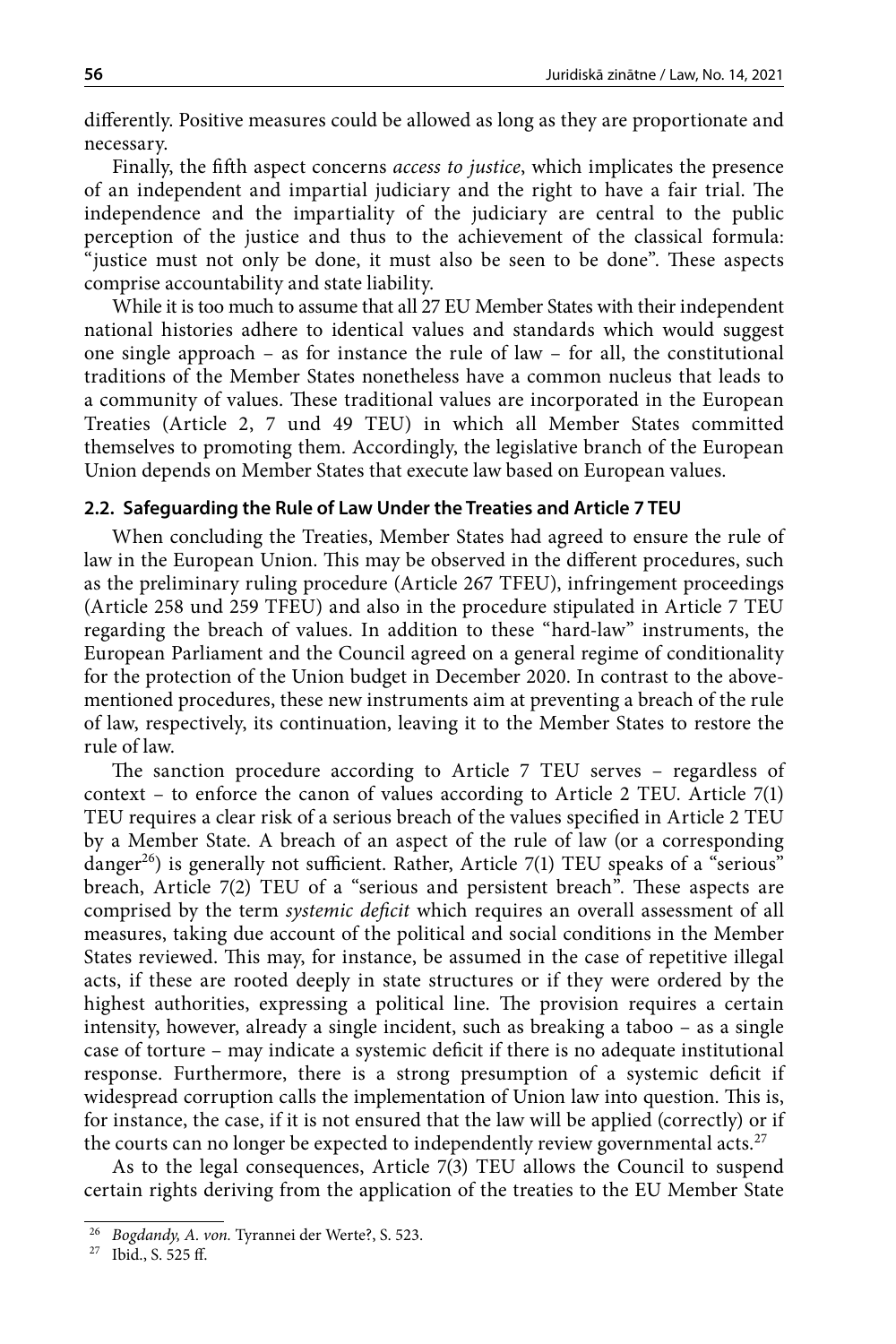differently. Positive measures could be allowed as long as they are proportionate and necessary.

Finally, the fifth aspect concerns *access to justice*, which implicates the presence of an independent and impartial judiciary and the right to have a fair trial. The independence and the impartiality of the judiciary are central to the public perception of the justice and thus to the achievement of the classical formula: "justice must not only be done, it must also be seen to be done". These aspects comprise accountability and state liability.

While it is too much to assume that all 27 EU Member States with their independent national histories adhere to identical values and standards which would suggest one single approach – as for instance the rule of law – for all, the constitutional traditions of the Member States nonetheless have a common nucleus that leads to a community of values. These traditional values are incorporated in the European Treaties (Article 2, 7 und 49 TEU) in which all Member States committed themselves to promoting them. Accordingly, the legislative branch of the European Union depends on Member States that execute law based on European values.

### 2.2. Safeguarding the Rule of Law Under the Treaties and Article 7 TEU

When concluding the Treaties, Member States had agreed to ensure the rule of law in the European Union. This may be observed in the different procedures, such as the preliminary ruling procedure (Article 267 TFEU), infringement proceedings (Article 258 und 259 TFEU) and also in the procedure stipulated in Article 7 TEU regarding the breach of values. In addition to these "hard-law" instruments, the European Parliament and the Council agreed on a general regime of conditionality for the protection of the Union budget in December 2020. In contrast to the above-mentioned procedures, these new instruments aim at preventing a breach of the rule of law, respectively, its continuation, leaving it to the Member States to restore the rule of law.

The sanction procedure according to Article 7 TEU serves – regardless of context – to enforce the canon of values according to Article 2 TEU. Article 7(1) TEU requires a clear risk of a serious breach of the values specified in Article 2 TEU by a Member State. A breach of an aspect of the rule of law (or a corresponding danger[26]) is generally not sufficient. Rather, Article 7(1) TEU speaks of a "serious" breach, Article 7(2) TEU of a "serious and persistent breach". These aspects are comprised by the term *systemic deficit* which requires an overall assessment of all measures, taking due account of the political and social conditions in the Member States reviewed. This may, for instance, be assumed in the case of repetitive illegal acts, if these are rooted deeply in state structures or if they were ordered by the highest authorities, expressing a political line. The provision requires a certain intensity, however, already a single incident, such as breaking a taboo – as a single case of torture – may indicate a systemic deficit if there is no adequate institutional response. Furthermore, there is a strong presumption of a systemic deficit if widespread corruption calls the implementation of Union law into question. This is, for instance, the case, if it is not ensured that the law will be applied (correctly) or if the courts can no longer be expected to independently review governmental acts.[27]

As to the legal consequences, Article 7(3) TEU allows the Council to suspend certain rights deriving from the application of the treaties to the EU Member State

---

[26] *Bogdandy, A. von.* Tyrannei der Werte?, S. 523.

[27] Ibid., S. 525 ff.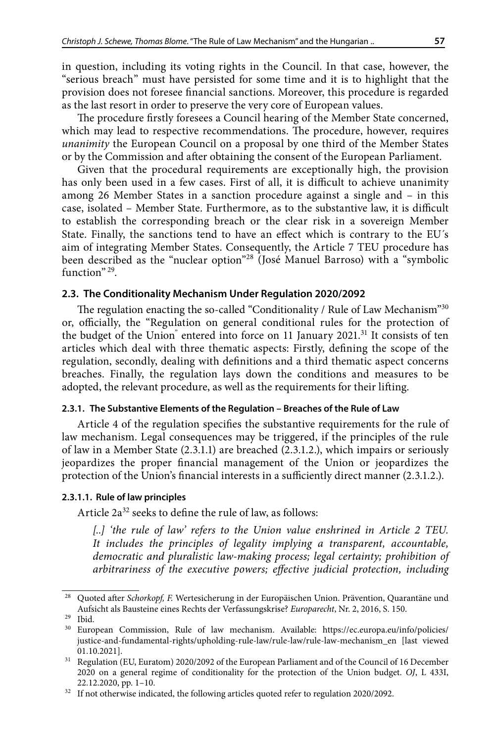in question, including its voting rights in the Council. In that case, however, the "serious breach" must have persisted for some time and it is to highlight that the provision does not foresee financial sanctions. Moreover, this procedure is regarded as the last resort in order to preserve the very core of European values.

The procedure firstly foresees a Council hearing of the Member State concerned, which may lead to respective recommendations. The procedure, however, requires *unanimity* the European Council on a proposal by one third of the Member States or by the Commission and after obtaining the consent of the European Parliament.

Given that the procedural requirements are exceptionally high, the provision has only been used in a few cases. First of all, it is difficult to achieve unanimity among 26 Member States in a sanction procedure against a single and – in this case, isolated – Member State. Furthermore, as to the substantive law, it is difficult to establish the corresponding breach or the clear risk in a sovereign Member State. Finally, the sanctions tend to have an effect which is contrary to the EU's aim of integrating Member States. Consequently, the Article 7 TEU procedure has been described as the "nuclear option"[28] (José Manuel Barroso) with a "symbolic function"[29].

### 2.3. The Conditionality Mechanism Under Regulation 2020/2092

The regulation enacting the so-called "Conditionality / Rule of Law Mechanism"[30] or, officially, the "Regulation on general conditional rules for the protection of the budget of the Union" entered into force on 11 January 2021.[31] It consists of ten articles which deal with three thematic aspects: Firstly, defining the scope of the regulation, secondly, dealing with definitions and a third thematic aspect concerns breaches. Finally, the regulation lays down the conditions and measures to be adopted, the relevant procedure, as well as the requirements for their lifting.

#### 2.3.1. The Substantive Elements of the Regulation – Breaches of the Rule of Law

Article 4 of the regulation specifies the substantive requirements for the rule of law mechanism. Legal consequences may be triggered, if the principles of the rule of law in a Member State (2.3.1.1) are breached (2.3.1.2.), which impairs or seriously jeopardizes the proper financial management of the Union or jeopardizes the protection of the Union's financial interests in a sufficiently direct manner (2.3.1.2.).

##### 2.3.1.1. Rule of law principles

Article 2a[32] seeks to define the rule of law, as follows:

> *[..] 'the rule of law' refers to the Union value enshrined in Article 2 TEU. It includes the principles of legality implying a transparent, accountable, democratic and pluralistic law-making process; legal certainty; prohibition of arbitrariness of the executive powers; effective judicial protection, including*

---

[28] Quoted after *Schorkopf, F.* Wertesicherung in der Europäischen Union. Prävention, Quarantäne und Aufsicht als Bausteine eines Rechts der Verfassungskrise? *Europarecht*, Nr. 2, 2016, S. 150.

[29] Ibid.

[30] European Commission, Rule of law mechanism. Available: https://ec.europa.eu/info/policies/justice-and-fundamental-rights/upholding-rule-law/rule-law/rule-law-mechanism_en [last viewed 01.10.2021].

[31] Regulation (EU, Euratom) 2020/2092 of the European Parliament and of the Council of 16 December 2020 on a general regime of conditionality for the protection of the Union budget. *OJ*, L 433I, 22.12.2020, pp. 1–10.

[32] If not otherwise indicated, the following articles quoted refer to regulation 2020/2092.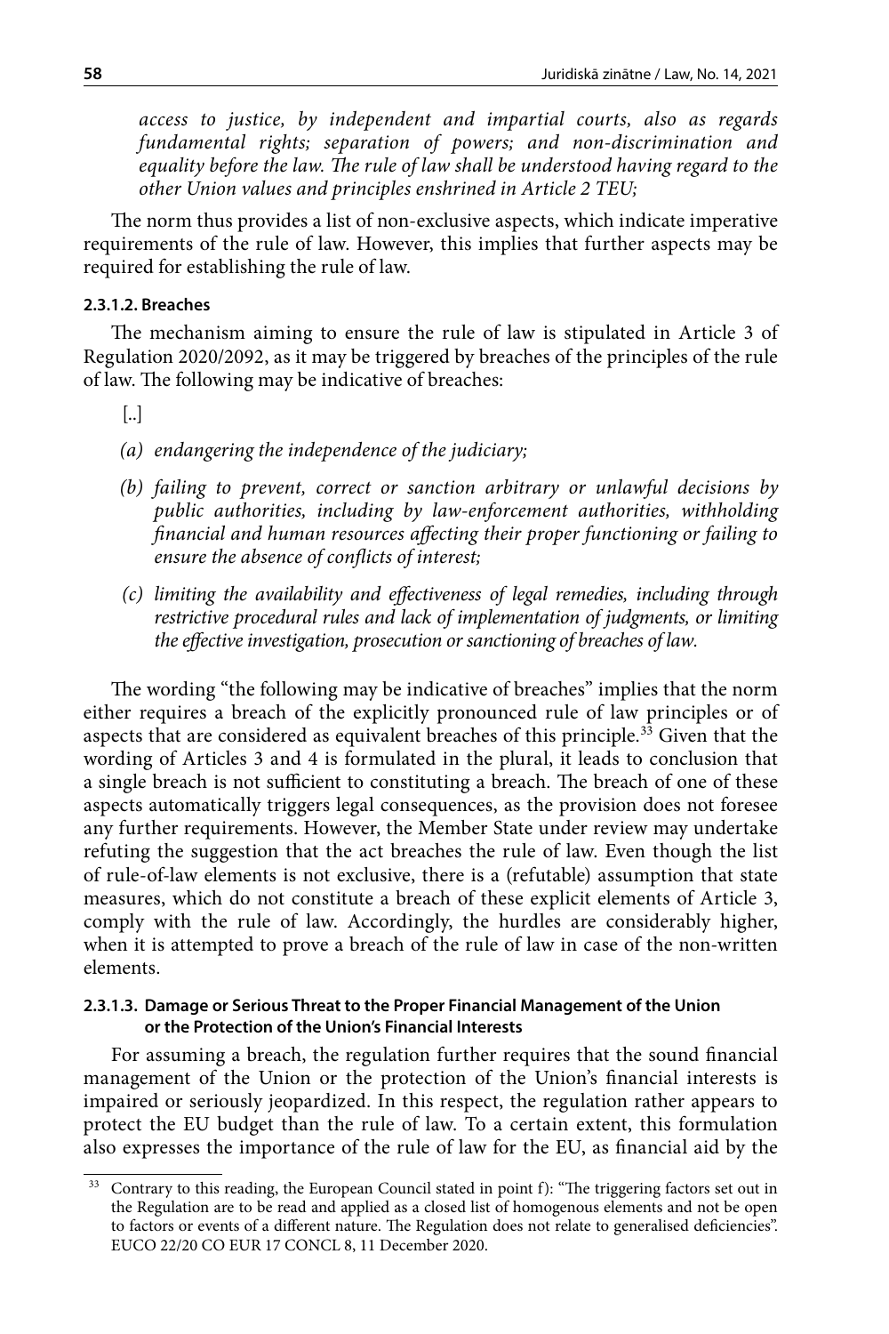*access to justice, by independent and impartial courts, also as regards fundamental rights; separation of powers; and non-discrimination and equality before the law. The rule of law shall be understood having regard to the other Union values and principles enshrined in Article 2 TEU;*

The norm thus provides a list of non-exclusive aspects, which indicate imperative requirements of the rule of law. However, this implies that further aspects may be required for establishing the rule of law.

#### 2.3.1.2. Breaches

The mechanism aiming to ensure the rule of law is stipulated in Article 3 of Regulation 2020/2092, as it may be triggered by breaches of the principles of the rule of law. The following may be indicative of breaches:

[..]

*(a) endangering the independence of the judiciary;*

*(b) failing to prevent, correct or sanction arbitrary or unlawful decisions by public authorities, including by law-enforcement authorities, withholding financial and human resources affecting their proper functioning or failing to ensure the absence of conflicts of interest;*

*(c) limiting the availability and effectiveness of legal remedies, including through restrictive procedural rules and lack of implementation of judgments, or limiting the effective investigation, prosecution or sanctioning of breaches of law.*

The wording "the following may be indicative of breaches" implies that the norm either requires a breach of the explicitly pronounced rule of law principles or of aspects that are considered as equivalent breaches of this principle.[33] Given that the wording of Articles 3 and 4 is formulated in the plural, it leads to conclusion that a single breach is not sufficient to constituting a breach. The breach of one of these aspects automatically triggers legal consequences, as the provision does not foresee any further requirements. However, the Member State under review may undertake refuting the suggestion that the act breaches the rule of law. Even though the list of rule-of-law elements is not exclusive, there is a (refutable) assumption that state measures, which do not constitute a breach of these explicit elements of Article 3, comply with the rule of law. Accordingly, the hurdles are considerably higher, when it is attempted to prove a breach of the rule of law in case of the non-written elements.

#### 2.3.1.3. Damage or Serious Threat to the Proper Financial Management of the Union or the Protection of the Union's Financial Interests

For assuming a breach, the regulation further requires that the sound financial management of the Union or the protection of the Union's financial interests is impaired or seriously jeopardized. In this respect, the regulation rather appears to protect the EU budget than the rule of law. To a certain extent, this formulation also expresses the importance of the rule of law for the EU, as financial aid by the

---

[33] Contrary to this reading, the European Council stated in point f): "The triggering factors set out in the Regulation are to be read and applied as a closed list of homogenous elements and not be open to factors or events of a different nature. The Regulation does not relate to generalised deficiencies". EUCO 22/20 CO EUR 17 CONCL 8, 11 December 2020.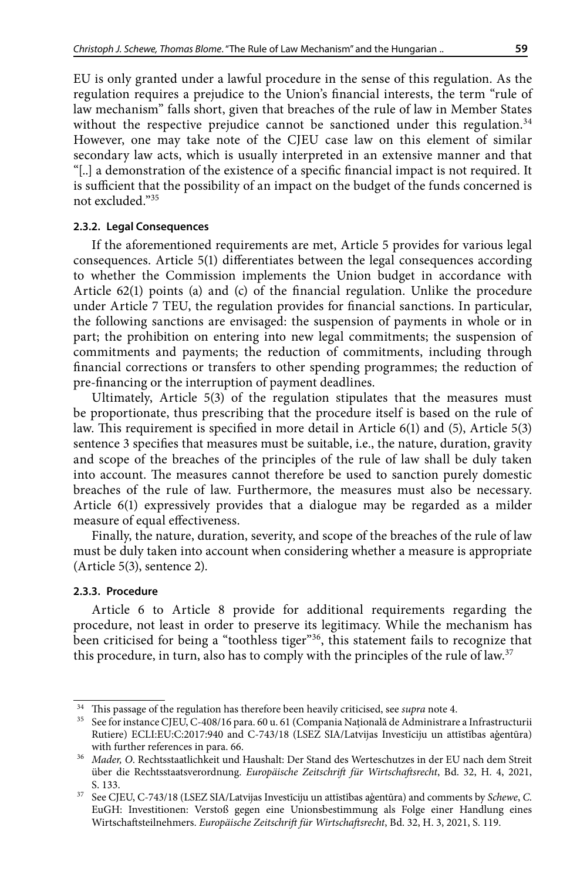EU is only granted under a lawful procedure in the sense of this regulation. As the regulation requires a prejudice to the Union's financial interests, the term "rule of law mechanism" falls short, given that breaches of the rule of law in Member States without the respective prejudice cannot be sanctioned under this regulation.[34] However, one may take note of the CJEU case law on this element of similar secondary law acts, which is usually interpreted in an extensive manner and that "[..] a demonstration of the existence of a specific financial impact is not required. It is sufficient that the possibility of an impact on the budget of the funds concerned is not excluded."[35]

#### 2.3.2. Legal Consequences

If the aforementioned requirements are met, Article 5 provides for various legal consequences. Article 5(1) differentiates between the legal consequences according to whether the Commission implements the Union budget in accordance with Article 62(1) points (a) and (c) of the financial regulation. Unlike the procedure under Article 7 TEU, the regulation provides for financial sanctions. In particular, the following sanctions are envisaged: the suspension of payments in whole or in part; the prohibition on entering into new legal commitments; the suspension of commitments and payments; the reduction of commitments, including through financial corrections or transfers to other spending programmes; the reduction of pre-financing or the interruption of payment deadlines.

Ultimately, Article 5(3) of the regulation stipulates that the measures must be proportionate, thus prescribing that the procedure itself is based on the rule of law. This requirement is specified in more detail in Article 6(1) and (5), Article 5(3) sentence 3 specifies that measures must be suitable, i.e., the nature, duration, gravity and scope of the breaches of the principles of the rule of law shall be duly taken into account. The measures cannot therefore be used to sanction purely domestic breaches of the rule of law. Furthermore, the measures must also be necessary. Article 6(1) expressively provides that a dialogue may be regarded as a milder measure of equal effectiveness.

Finally, the nature, duration, severity, and scope of the breaches of the rule of law must be duly taken into account when considering whether a measure is appropriate (Article 5(3), sentence 2).

#### 2.3.3. Procedure

Article 6 to Article 8 provide for additional requirements regarding the procedure, not least in order to preserve its legitimacy. While the mechanism has been criticised for being a "toothless tiger"[36], this statement fails to recognize that this procedure, in turn, also has to comply with the principles of the rule of law.[37]

---

[34] This passage of the regulation has therefore been heavily criticised, see *supra* note 4.

[35] See for instance CJEU, C-408/16 para. 60 u. 61 (Compania Națională de Administrare a Infrastructurii Rutiere) ECLI:EU:C:2017:940 and C-743/18 (LSEZ SIA/Latvijas Investīciju un attīstības aģentūra) with further references in para. 66.

[36] *Mader, O.* Rechtsstaatlichkeit und Haushalt: Der Stand des Werteschutzes in der EU nach dem Streit über die Rechtsstaatsverordnung. *Europäische Zeitschrift für Wirtschaftsrecht*, Bd. 32, H. 4, 2021, S. 133.

[37] See CJEU, C-743/18 (LSEZ SIA/Latvijas Investīciju un attīstības aģentūra) and comments by *Schewe*, *C.* EuGH: Investitionen: Verstoß gegen eine Unionsbestimmung als Folge einer Handlung eines Wirtschaftsteilnehmers. *Europäische Zeitschrift für Wirtschaftsrecht*, Bd. 32, H. 3, 2021, S. 119.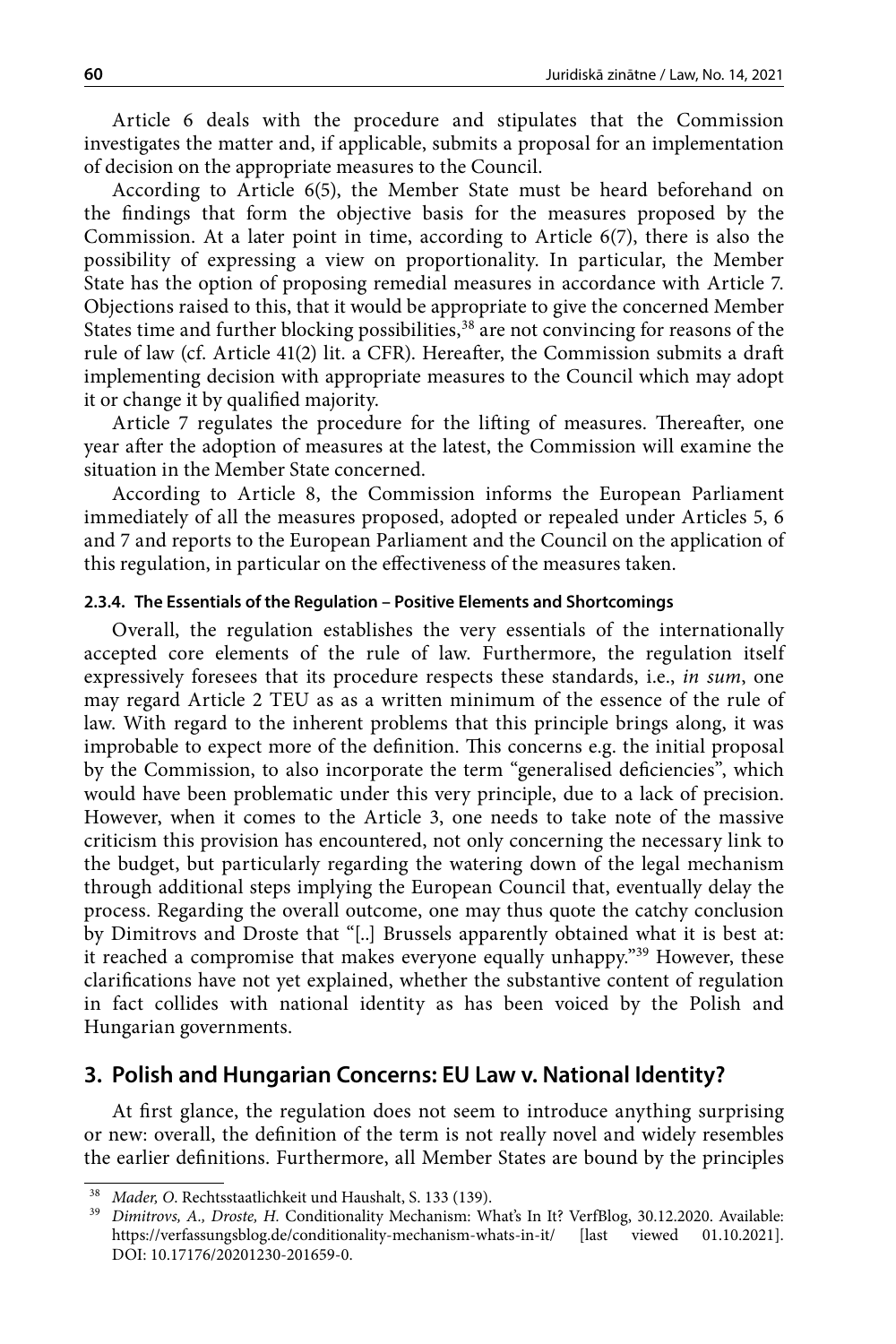Article 6 deals with the procedure and stipulates that the Commission investigates the matter and, if applicable, submits a proposal for an implementation of decision on the appropriate measures to the Council.

According to Article 6(5), the Member State must be heard beforehand on the findings that form the objective basis for the measures proposed by the Commission. At a later point in time, according to Article 6(7), there is also the possibility of expressing a view on proportionality. In particular, the Member State has the option of proposing remedial measures in accordance with Article 7. Objections raised to this, that it would be appropriate to give the concerned Member States time and further blocking possibilities,[38] are not convincing for reasons of the rule of law (cf. Article 41(2) lit. a CFR). Hereafter, the Commission submits a draft implementing decision with appropriate measures to the Council which may adopt it or change it by qualified majority.

Article 7 regulates the procedure for the lifting of measures. Thereafter, one year after the adoption of measures at the latest, the Commission will examine the situation in the Member State concerned.

According to Article 8, the Commission informs the European Parliament immediately of all the measures proposed, adopted or repealed under Articles 5, 6 and 7 and reports to the European Parliament and the Council on the application of this regulation, in particular on the effectiveness of the measures taken.

#### 2.3.4. The Essentials of the Regulation – Positive Elements and Shortcomings

Overall, the regulation establishes the very essentials of the internationally accepted core elements of the rule of law. Furthermore, the regulation itself expressively foresees that its procedure respects these standards, i.e., *in sum*, one may regard Article 2 TEU as as a written minimum of the essence of the rule of law. With regard to the inherent problems that this principle brings along, it was improbable to expect more of the definition. This concerns e.g. the initial proposal by the Commission, to also incorporate the term "generalised deficiencies", which would have been problematic under this very principle, due to a lack of precision. However, when it comes to the Article 3, one needs to take note of the massive criticism this provision has encountered, not only concerning the necessary link to the budget, but particularly regarding the watering down of the legal mechanism through additional steps implying the European Council that, eventually delay the process. Regarding the overall outcome, one may thus quote the catchy conclusion by Dimitrovs and Droste that "[..] Brussels apparently obtained what it is best at: it reached a compromise that makes everyone equally unhappy."[39] However, these clarifications have not yet explained, whether the substantive content of regulation in fact collides with national identity as has been voiced by the Polish and Hungarian governments.

## 3. Polish and Hungarian Concerns: EU Law v. National Identity?

At first glance, the regulation does not seem to introduce anything surprising or new: overall, the definition of the term is not really novel and widely resembles the earlier definitions. Furthermore, all Member States are bound by the principles

---

[38] *Mader, O.* Rechtsstaatlichkeit und Haushalt, S. 133 (139).

[39] *Dimitrovs, A., Droste, H.* Conditionality Mechanism: What's In It? VerfBlog, 30.12.2020. Available: https://verfassungsblog.de/conditionality-mechanism-whats-in-it/ [last viewed 01.10.2021]. DOI: 10.17176/20201230-201659-0.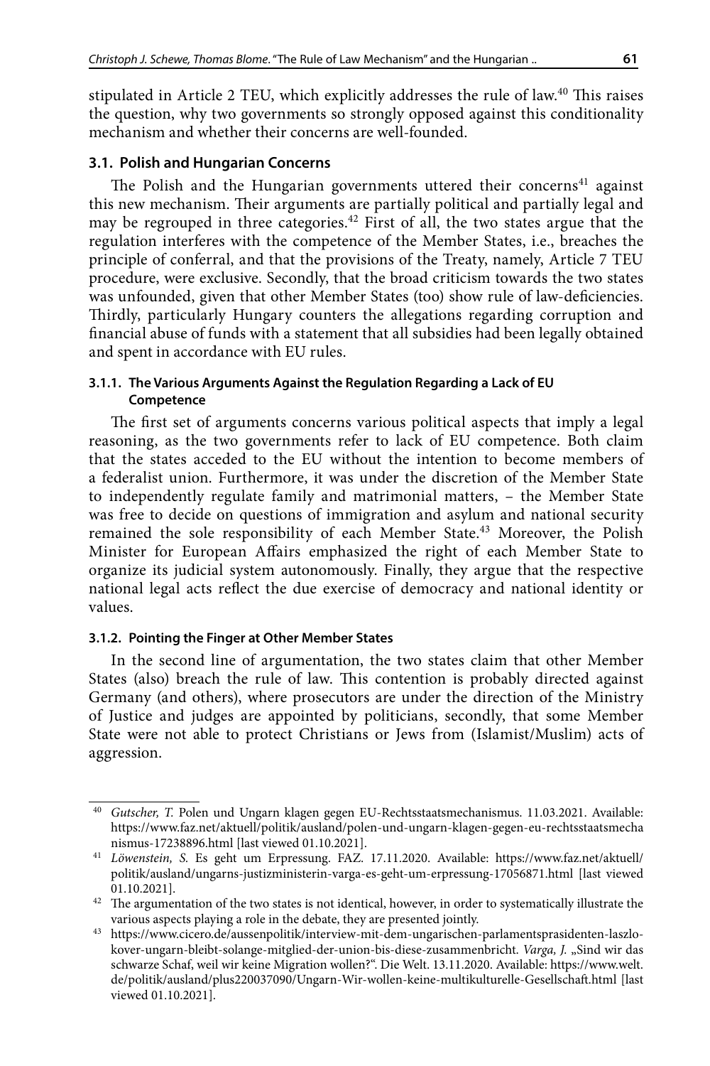stipulated in Article 2 TEU, which explicitly addresses the rule of law.[40] This raises the question, why two governments so strongly opposed against this conditionality mechanism and whether their concerns are well-founded.

### 3.1. Polish and Hungarian Concerns

The Polish and the Hungarian governments uttered their concerns[41] against this new mechanism. Their arguments are partially political and partially legal and may be regrouped in three categories.[42] First of all, the two states argue that the regulation interferes with the competence of the Member States, i.e., breaches the principle of conferral, and that the provisions of the Treaty, namely, Article 7 TEU procedure, were exclusive. Secondly, that the broad criticism towards the two states was unfounded, given that other Member States (too) show rule of law-deficiencies. Thirdly, particularly Hungary counters the allegations regarding corruption and financial abuse of funds with a statement that all subsidies had been legally obtained and spent in accordance with EU rules.

#### 3.1.1. The Various Arguments Against the Regulation Regarding a Lack of EU Competence

The first set of arguments concerns various political aspects that imply a legal reasoning, as the two governments refer to lack of EU competence. Both claim that the states acceded to the EU without the intention to become members of a federalist union. Furthermore, it was under the discretion of the Member State to independently regulate family and matrimonial matters, – the Member State was free to decide on questions of immigration and asylum and national security remained the sole responsibility of each Member State.[43] Moreover, the Polish Minister for European Affairs emphasized the right of each Member State to organize its judicial system autonomously. Finally, they argue that the respective national legal acts reflect the due exercise of democracy and national identity or values.

#### 3.1.2. Pointing the Finger at Other Member States

In the second line of argumentation, the two states claim that other Member States (also) breach the rule of law. This contention is probably directed against Germany (and others), where prosecutors are under the direction of the Ministry of Justice and judges are appointed by politicians, secondly, that some Member State were not able to protect Christians or Jews from (Islamist/Muslim) acts of aggression.

---

[40] *Gutscher, T.* Polen und Ungarn klagen gegen EU-Rechtsstaatsmechanismus. 11.03.2021. Available: https://www.faz.net/aktuell/politik/ausland/polen-und-ungarn-klagen-gegen-eu-rechtsstaatsmechanismus-17238896.html [last viewed 01.10.2021].

[41] *Löwenstein, S.* Es geht um Erpressung. FAZ. 17.11.2020. Available: https://www.faz.net/aktuell/politik/ausland/ungarns-justizministerin-varga-es-geht-um-erpressung-17056871.html [last viewed 01.10.2021].

[42] The argumentation of the two states is not identical, however, in order to systematically illustrate the various aspects playing a role in the debate, they are presented jointly.

[43] https://www.cicero.de/aussenpolitik/interview-mit-dem-ungarischen-parlamentsprasidenten-laszlo-kover-ungarn-bleibt-solange-mitglied-der-union-bis-diese-zusammenbricht. *Varga, J.* „Sind wir das schwarze Schaf, weil wir keine Migration wollen?". Die Welt. 13.11.2020. Available: https://www.welt.de/politik/ausland/plus220037090/Ungarn-Wir-wollen-keine-multikulturelle-Gesellschaft.html [last viewed 01.10.2021].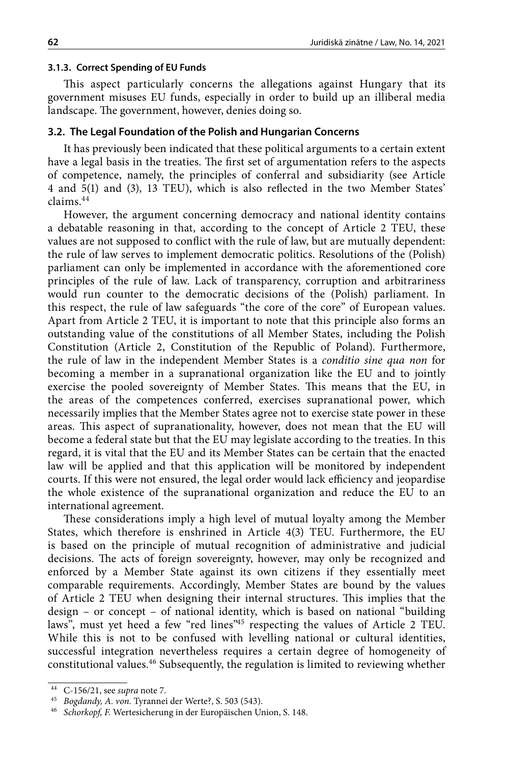#### 3.1.3. Correct Spending of EU Funds

This aspect particularly concerns the allegations against Hungary that its government misuses EU funds, especially in order to build up an illiberal media landscape. The government, however, denies doing so.

### 3.2. The Legal Foundation of the Polish and Hungarian Concerns

It has previously been indicated that these political arguments to a certain extent have a legal basis in the treaties. The first set of argumentation refers to the aspects of competence, namely, the principles of conferral and subsidiarity (see Article 4 and 5(1) and (3), 13 TEU), which is also reflected in the two Member States' claims.[44]

However, the argument concerning democracy and national identity contains a debatable reasoning in that, according to the concept of Article 2 TEU, these values are not supposed to conflict with the rule of law, but are mutually dependent: the rule of law serves to implement democratic politics. Resolutions of the (Polish) parliament can only be implemented in accordance with the aforementioned core principles of the rule of law. Lack of transparency, corruption and arbitrariness would run counter to the democratic decisions of the (Polish) parliament. In this respect, the rule of law safeguards "the core of the core" of European values. Apart from Article 2 TEU, it is important to note that this principle also forms an outstanding value of the constitutions of all Member States, including the Polish Constitution (Article 2, Constitution of the Republic of Poland). Furthermore, the rule of law in the independent Member States is a *conditio sine qua non* for becoming a member in a supranational organization like the EU and to jointly exercise the pooled sovereignty of Member States. This means that the EU, in the areas of the competences conferred, exercises supranational power, which necessarily implies that the Member States agree not to exercise state power in these areas. This aspect of supranationality, however, does not mean that the EU will become a federal state but that the EU may legislate according to the treaties. In this regard, it is vital that the EU and its Member States can be certain that the enacted law will be applied and that this application will be monitored by independent courts. If this were not ensured, the legal order would lack efficiency and jeopardise the whole existence of the supranational organization and reduce the EU to an international agreement.

These considerations imply a high level of mutual loyalty among the Member States, which therefore is enshrined in Article 4(3) TEU. Furthermore, the EU is based on the principle of mutual recognition of administrative and judicial decisions. The acts of foreign sovereignty, however, may only be recognized and enforced by a Member State against its own citizens if they essentially meet comparable requirements. Accordingly, Member States are bound by the values of Article 2 TEU when designing their internal structures. This implies that the design – or concept – of national identity, which is based on national "building laws", must yet heed a few "red lines"[45] respecting the values of Article 2 TEU. While this is not to be confused with levelling national or cultural identities, successful integration nevertheless requires a certain degree of homogeneity of constitutional values.[46] Subsequently, the regulation is limited to reviewing whether

---

[44] C-156/21, see *supra* note 7.

[45] *Bogdandy, A. von.* Tyrannei der Werte?, S. 503 (543).

[46] *Schorkopf, F.* Wertesicherung in der Europäischen Union, S. 148.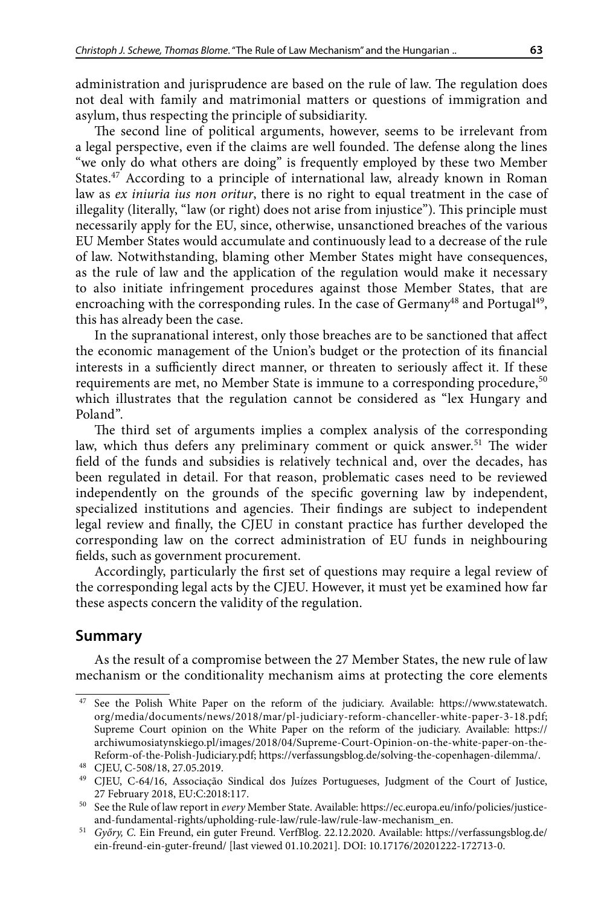administration and jurisprudence are based on the rule of law. The regulation does not deal with family and matrimonial matters or questions of immigration and asylum, thus respecting the principle of subsidiarity.

The second line of political arguments, however, seems to be irrelevant from a legal perspective, even if the claims are well founded. The defense along the lines "we only do what others are doing" is frequently employed by these two Member States.[47] According to a principle of international law, already known in Roman law as *ex iniuria ius non oritur*, there is no right to equal treatment in the case of illegality (literally, "law (or right) does not arise from injustice"). This principle must necessarily apply for the EU, since, otherwise, unsanctioned breaches of the various EU Member States would accumulate and continuously lead to a decrease of the rule of law. Notwithstanding, blaming other Member States might have consequences, as the rule of law and the application of the regulation would make it necessary to also initiate infringement procedures against those Member States, that are encroaching with the corresponding rules. In the case of Germany[48] and Portugal[49], this has already been the case.

In the supranational interest, only those breaches are to be sanctioned that affect the economic management of the Union's budget or the protection of its financial interests in a sufficiently direct manner, or threaten to seriously affect it. If these requirements are met, no Member State is immune to a corresponding procedure,[50] which illustrates that the regulation cannot be considered as "lex Hungary and Poland".

The third set of arguments implies a complex analysis of the corresponding law, which thus defers any preliminary comment or quick answer.[51] The wider field of the funds and subsidies is relatively technical and, over the decades, has been regulated in detail. For that reason, problematic cases need to be reviewed independently on the grounds of the specific governing law by independent, specialized institutions and agencies. Their findings are subject to independent legal review and finally, the CJEU in constant practice has further developed the corresponding law on the correct administration of EU funds in neighbouring fields, such as government procurement.

Accordingly, particularly the first set of questions may require a legal review of the corresponding legal acts by the CJEU. However, it must yet be examined how far these aspects concern the validity of the regulation.

## Summary

As the result of a compromise between the 27 Member States, the new rule of law mechanism or the conditionality mechanism aims at protecting the core elements

---

[47] See the Polish White Paper on the reform of the judiciary. Available: https://www.statewatch.org/media/documents/news/2018/mar/pl-judiciary-reform-chanceller-white-paper-3-18.pdf; Supreme Court opinion on the White Paper on the reform of the judiciary. Available: https://archiwumosiatynskiego.pl/images/2018/04/Supreme-Court-Opinion-on-the-white-paper-on-the-Reform-of-the-Polish-Judiciary.pdf; https://verfassungsblog.de/solving-the-copenhagen-dilemma/.

[48] CJEU, C-508/18, 27.05.2019.

[49] CJEU, C-64/16, Associação Sindical dos Juízes Portugueses, Judgment of the Court of Justice, 27 February 2018, EU:C:2018:117.

[50] See the Rule of law report in *every* Member State. Available: https://ec.europa.eu/info/policies/justice-and-fundamental-rights/upholding-rule-law/rule-law/rule-law-mechanism_en.

[51] *Győry, C.* Ein Freund, ein guter Freund. VerfBlog. 22.12.2020. Available: https://verfassungsblog.de/ein-freund-ein-guter-freund/ [last viewed 01.10.2021]. DOI: 10.17176/20201222-172713-0.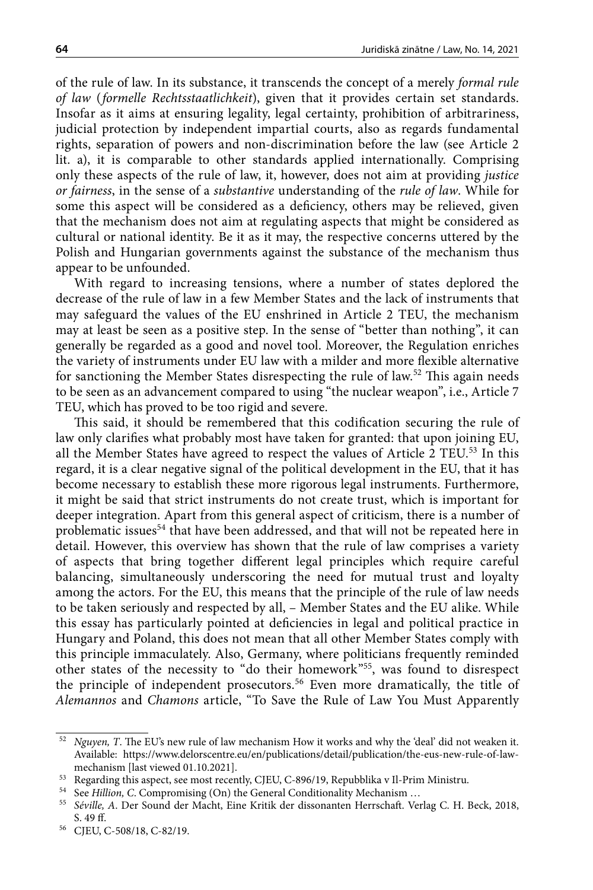of the rule of law. In its substance, it transcends the concept of a merely *formal rule of law* (*formelle Rechtsstaatlichkeit*), given that it provides certain set standards. Insofar as it aims at ensuring legality, legal certainty, prohibition of arbitrariness, judicial protection by independent impartial courts, also as regards fundamental rights, separation of powers and non-discrimination before the law (see Article 2 lit. a), it is comparable to other standards applied internationally. Comprising only these aspects of the rule of law, it, however, does not aim at providing *justice or fairness*, in the sense of a *substantive* understanding of the *rule of law*. While for some this aspect will be considered as a deficiency, others may be relieved, given that the mechanism does not aim at regulating aspects that might be considered as cultural or national identity. Be it as it may, the respective concerns uttered by the Polish and Hungarian governments against the substance of the mechanism thus appear to be unfounded.

With regard to increasing tensions, where a number of states deplored the decrease of the rule of law in a few Member States and the lack of instruments that may safeguard the values of the EU enshrined in Article 2 TEU, the mechanism may at least be seen as a positive step. In the sense of "better than nothing", it can generally be regarded as a good and novel tool. Moreover, the Regulation enriches the variety of instruments under EU law with a milder and more flexible alternative for sanctioning the Member States disrespecting the rule of law.[52] This again needs to be seen as an advancement compared to using "the nuclear weapon", i.e., Article 7 TEU, which has proved to be too rigid and severe.

This said, it should be remembered that this codification securing the rule of law only clarifies what probably most have taken for granted: that upon joining EU, all the Member States have agreed to respect the values of Article 2 TEU.[53] In this regard, it is a clear negative signal of the political development in the EU, that it has become necessary to establish these more rigorous legal instruments. Furthermore, it might be said that strict instruments do not create trust, which is important for deeper integration. Apart from this general aspect of criticism, there is a number of problematic issues[54] that have been addressed, and that will not be repeated here in detail. However, this overview has shown that the rule of law comprises a variety of aspects that bring together different legal principles which require careful balancing, simultaneously underscoring the need for mutual trust and loyalty among the actors. For the EU, this means that the principle of the rule of law needs to be taken seriously and respected by all, – Member States and the EU alike. While this essay has particularly pointed at deficiencies in legal and political practice in Hungary and Poland, this does not mean that all other Member States comply with this principle immaculately. Also, Germany, where politicians frequently reminded other states of the necessity to "do their homework"[55], was found to disrespect the principle of independent prosecutors.[56] Even more dramatically, the title of *Alemannos* and *Chamons* article, "To Save the Rule of Law You Must Apparently

---

[52] *Nguyen, T*. The EU's new rule of law mechanism How it works and why the 'deal' did not weaken it. Available: https://www.delorscentre.eu/en/publications/detail/publication/the-eus-new-rule-of-law-mechanism [last viewed 01.10.2021].

[53] Regarding this aspect, see most recently, CJEU, C-896/19, Repubblika v Il-Prim Ministru.

[54] See *Hillion, C*. Compromising (On) the General Conditionality Mechanism …

[55] *Séville, A*. Der Sound der Macht, Eine Kritik der dissonanten Herrschaft. Verlag C. H. Beck, 2018, S. 49 ff.

[56] CJEU, C-508/18, C-82/19.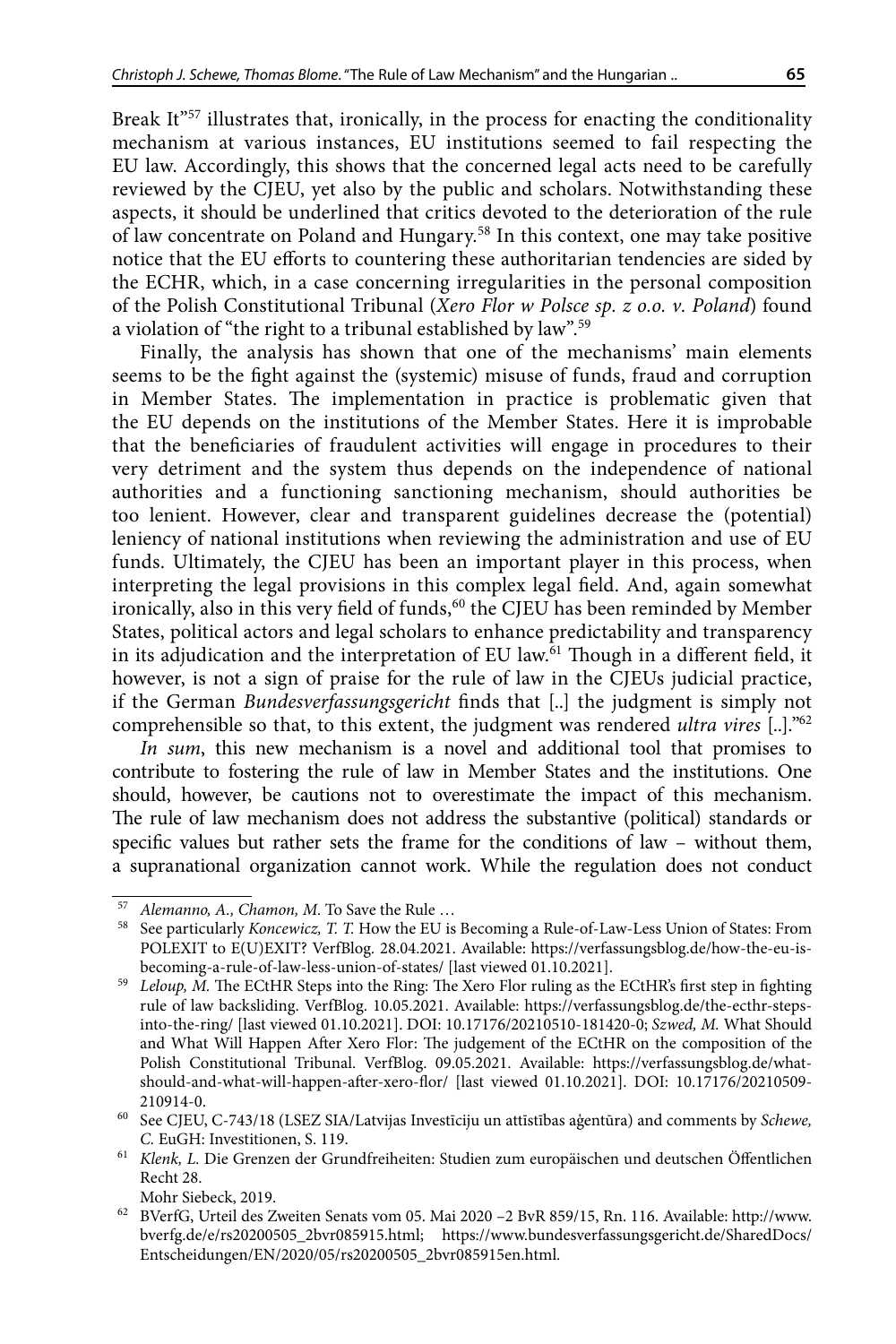Break It"[57] illustrates that, ironically, in the process for enacting the conditionality mechanism at various instances, EU institutions seemed to fail respecting the EU law. Accordingly, this shows that the concerned legal acts need to be carefully reviewed by the CJEU, yet also by the public and scholars. Notwithstanding these aspects, it should be underlined that critics devoted to the deterioration of the rule of law concentrate on Poland and Hungary.[58] In this context, one may take positive notice that the EU efforts to countering these authoritarian tendencies are sided by the ECHR, which, in a case concerning irregularities in the personal composition of the Polish Constitutional Tribunal (*Xero Flor w Polsce sp. z o.o. v. Poland*) found a violation of "the right to a tribunal established by law".[59]

Finally, the analysis has shown that one of the mechanisms' main elements seems to be the fight against the (systemic) misuse of funds, fraud and corruption in Member States. The implementation in practice is problematic given that the EU depends on the institutions of the Member States. Here it is improbable that the beneficiaries of fraudulent activities will engage in procedures to their very detriment and the system thus depends on the independence of national authorities and a functioning sanctioning mechanism, should authorities be too lenient. However, clear and transparent guidelines decrease the (potential) leniency of national institutions when reviewing the administration and use of EU funds. Ultimately, the CJEU has been an important player in this process, when interpreting the legal provisions in this complex legal field. And, again somewhat ironically, also in this very field of funds,[60] the CJEU has been reminded by Member States, political actors and legal scholars to enhance predictability and transparency in its adjudication and the interpretation of EU law.[61] Though in a different field, it however, is not a sign of praise for the rule of law in the CJEUs judicial practice, if the German *Bundesverfassungsgericht* finds that [..] the judgment is simply not comprehensible so that, to this extent, the judgment was rendered *ultra vires* [..]."[62]

*In sum*, this new mechanism is a novel and additional tool that promises to contribute to fostering the rule of law in Member States and the institutions. One should, however, be cautions not to overestimate the impact of this mechanism. The rule of law mechanism does not address the substantive (political) standards or specific values but rather sets the frame for the conditions of law – without them, a supranational organization cannot work. While the regulation does not conduct

---

[57] *Alemanno, A., Chamon, M.* To Save the Rule …

[58] See particularly *Koncewicz, T. T.* How the EU is Becoming a Rule-of-Law-Less Union of States: From POLEXIT to E(U)EXIT? VerfBlog. 28.04.2021. Available: https://verfassungsblog.de/how-the-eu-is-becoming-a-rule-of-law-less-union-of-states/ [last viewed 01.10.2021].

[59] *Leloup, M.* The ECtHR Steps into the Ring: The Xero Flor ruling as the ECtHR's first step in fighting rule of law backsliding. VerfBlog. 10.05.2021. Available: https://verfassungsblog.de/the-ecthr-steps-into-the-ring/ [last viewed 01.10.2021]. DOI: 10.17176/20210510-181420-0; *Szwed, M.* What Should and What Will Happen After Xero Flor: The judgement of the ECtHR on the composition of the Polish Constitutional Tribunal. VerfBlog. 09.05.2021. Available: https://verfassungsblog.de/what-should-and-what-will-happen-after-xero-flor/ [last viewed 01.10.2021]. DOI: 10.17176/20210509-210914-0.

[60] See CJEU, C-743/18 (LSEZ SIA/Latvijas Investīciju un attīstības aģentūra) and comments by *Schewe, C.* EuGH: Investitionen, S. 119.

[61] *Klenk, L.* Die Grenzen der Grundfreiheiten: Studien zum europäischen und deutschen Öffentlichen Recht 28.
Mohr Siebeck, 2019.

[62] BVerfG, Urteil des Zweiten Senats vom 05. Mai 2020 –2 BvR 859/15, Rn. 116. Available: http://www.bverfg.de/e/rs20200505_2bvr085915.html; https://www.bundesverfassungsgericht.de/SharedDocs/Entscheidungen/EN/2020/05/rs20200505_2bvr085915en.html.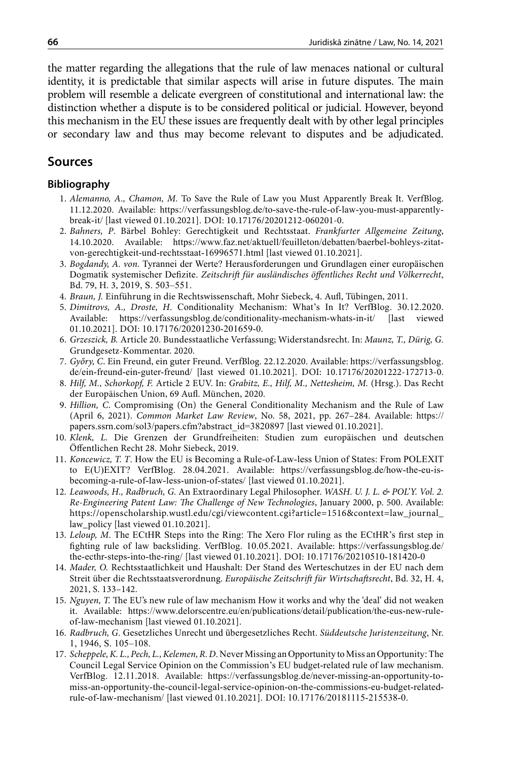the matter regarding the allegations that the rule of law menaces national or cultural identity, it is predictable that similar aspects will arise in future disputes. The main problem will resemble a delicate evergreen of constitutional and international law: the distinction whether a dispute is to be considered political or judicial. However, beyond this mechanism in the EU these issues are frequently dealt with by other legal principles or secondary law and thus may become relevant to disputes and be adjudicated.

## Sources

### Bibliography

1. *Alemanno, A., Chamon, M.* To Save the Rule of Law you Must Apparently Break It. VerfBlog. 11.12.2020. Available: https://verfassungsblog.de/to-save-the-rule-of-law-you-must-apparently-break-it/ [last viewed 01.10.2021]. DOI: 10.17176/20201212-060201-0.
2. *Bahners, P.* Bärbel Bohley: Gerechtigkeit und Rechtsstaat. *Frankfurter Allgemeine Zeitung*, 14.10.2020. Available: https://www.faz.net/aktuell/feuilleton/debatten/baerbel-bohleys-zitat-von-gerechtigkeit-und-rechtsstaat-16996571.html [last viewed 01.10.2021].
3. *Bogdandy, A. von.* Tyrannei der Werte? Herausforderungen und Grundlagen einer europäischen Dogmatik systemischer Defizite. *Zeitschrift für ausländisches öffentliches Recht und Völkerrecht*, Bd. 79, H. 3, 2019, S. 503–551.
4. *Braun, J.* Einführung in die Rechtswissenschaft, Mohr Siebeck, 4. Aufl, Tübingen, 2011.
5. *Dimitrovs, A., Droste, H.* Conditionality Mechanism: What's In It? VerfBlog. 30.12.2020. Available: https://verfassungsblog.de/conditionality-mechanism-whats-in-it/ [last viewed 01.10.2021]. DOI: 10.17176/20201230-201659-0.
6. *Grzeszick, B.* Article 20. Bundesstaatliche Verfassung; Widerstandsrecht. In: *Maunz, T., Dürig, G.* Grundgesetz-Kommentar. 2020.
7. *Győry, C.* Ein Freund, ein guter Freund. VerfBlog. 22.12.2020. Available: https://verfassungsblog.de/ein-freund-ein-guter-freund/ [last viewed 01.10.2021]. DOI: 10.17176/20201222-172713-0.
8. *Hilf, M., Schorkopf, F.* Article 2 EUV. In: *Grabitz, E., Hilf, M., Nettesheim, M.* (Hrsg.). Das Recht der Europäischen Union, 69 Aufl. München, 2020.
9. *Hillion, C.* Compromising (On) the General Conditionality Mechanism and the Rule of Law (April 6, 2021). *Common Market Law Review*, No. 58, 2021, pp. 267–284. Available: https://papers.ssrn.com/sol3/papers.cfm?abstract_id=3820897 [last viewed 01.10.2021].
10. *Klenk, L.* Die Grenzen der Grundfreiheiten: Studien zum europäischen und deutschen Öffentlichen Recht 28. Mohr Siebeck, 2019.
11. *Koncewicz, T. T.* How the EU is Becoming a Rule-of-Law-less Union of States: From POLEXIT to E(U)EXIT? VerfBlog. 28.04.2021. Available: https://verfassungsblog.de/how-the-eu-is-becoming-a-rule-of-law-less-union-of-states/ [last viewed 01.10.2021].
12. *Leawoods, H., Radbruch, G.* An Extraordinary Legal Philosopher. *WASH. U. J. L. & POL'Y. Vol. 2. Re-Engineering Patent Law: The Challenge of New Technologies*, January 2000, p. 500. Available: https://openscholarship.wustl.edu/cgi/viewcontent.cgi?article=1516&context=law_journal_law_policy [last viewed 01.10.2021].
13. *Leloup, M.* The ECtHR Steps into the Ring: The Xero Flor ruling as the ECtHR's first step in fighting rule of law backsliding. VerfBlog. 10.05.2021. Available: https://verfassungsblog.de/the-ecthr-steps-into-the-ring/ [last viewed 01.10.2021]. DOI: 10.17176/20210510-181420-0
14. *Mader, O.* Rechtsstaatlichkeit und Haushalt: Der Stand des Werteschutzes in der EU nach dem Streit über die Rechtsstaatsverordnung. *Europäische Zeitschrift für Wirtschaftsrecht*, Bd. 32, H. 4, 2021, S. 133–142.
15. *Nguyen, T.* The EU's new rule of law mechanism How it works and why the 'deal' did not weaken it. Available: https://www.delorscentre.eu/en/publications/detail/publication/the-eus-new-rule-of-law-mechanism [last viewed 01.10.2021].
16. *Radbruch, G.* Gesetzliches Unrecht und übergesetzliches Recht. *Süddeutsche Juristenzeitung*, Nr. 1, 1946, S. 105–108.
17. *Scheppele, K. L., Pech, L., Kelemen, R. D.* Never Missing an Opportunity to Miss an Opportunity: The Council Legal Service Opinion on the Commission's EU budget-related rule of law mechanism. VerfBlog. 12.11.2018. Available: https://verfassungsblog.de/never-missing-an-opportunity-to-miss-an-opportunity-the-council-legal-service-opinion-on-the-commissions-eu-budget-related-rule-of-law-mechanism/ [last viewed 01.10.2021]. DOI: 10.17176/20181115-215538-0.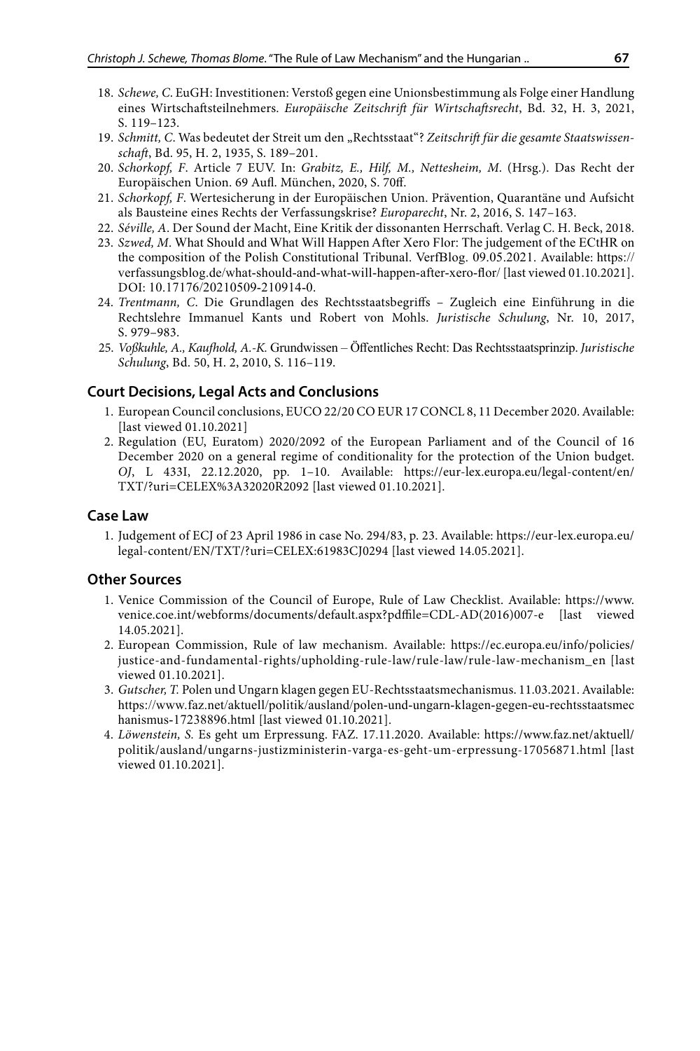18. *Schewe, C.* EuGH: Investitionen: Verstoß gegen eine Unionsbestimmung als Folge einer Handlung eines Wirtschaftsteilnehmers. *Europäische Zeitschrift für Wirtschaftsrecht*, Bd. 32, H. 3, 2021, S. 119–123.
19. *Schmitt, C.* Was bedeutet der Streit um den „Rechtsstaat"? *Zeitschrift für die gesamte Staatswissenschaft*, Bd. 95, H. 2, 1935, S. 189–201.
20. *Schorkopf, F.* Article 7 EUV. In: *Grabitz, E., Hilf, M., Nettesheim, M.* (Hrsg.). Das Recht der Europäischen Union. 69 Aufl. München, 2020, S. 70ff.
21. *Schorkopf, F.* Wertesicherung in der Europäischen Union. Prävention, Quarantäne und Aufsicht als Bausteine eines Rechts der Verfassungskrise? *Europarecht*, Nr. 2, 2016, S. 147–163.
22. *Séville, A.* Der Sound der Macht, Eine Kritik der dissonanten Herrschaft. Verlag C. H. Beck, 2018.
23. *Szwed, M.* What Should and What Will Happen After Xero Flor: The judgement of the ECtHR on the composition of the Polish Constitutional Tribunal. VerfBlog. 09.05.2021. Available: https://verfassungsblog.de/what-should-and-what-will-happen-after-xero-flor/ [last viewed 01.10.2021]. DOI: 10.17176/20210509-210914-0.
24. *Trentmann, C.* Die Grundlagen des Rechtsstaatsbegriffs – Zugleich eine Einführung in die Rechtslehre Immanuel Kants und Robert von Mohls. *Juristische Schulung*, Nr. 10, 2017, S. 979–983.
25. *Voßkuhle, A., Kaufhold, A.-K.* Grundwissen – Öffentliches Recht: Das Rechtsstaatsprinzip. *Juristische Schulung*, Bd. 50, H. 2, 2010, S. 116–119.

## Court Decisions, Legal Acts and Conclusions

1. European Council conclusions, EUCO 22/20 CO EUR 17 CONCL 8, 11 December 2020. Available: [last viewed 01.10.2021]
2. Regulation (EU, Euratom) 2020/2092 of the European Parliament and of the Council of 16 December 2020 on a general regime of conditionality for the protection of the Union budget. *OJ*, L 433I, 22.12.2020, pp. 1–10. Available: https://eur-lex.europa.eu/legal-content/en/TXT/?uri=CELEX%3A32020R2092 [last viewed 01.10.2021].

## Case Law

1. Judgement of ECJ of 23 April 1986 in case No. 294/83, p. 23. Available: https://eur-lex.europa.eu/legal-content/EN/TXT/?uri=CELEX:61983CJ0294 [last viewed 14.05.2021].

## Other Sources

1. Venice Commission of the Council of Europe, Rule of Law Checklist. Available: https://www.venice.coe.int/webforms/documents/default.aspx?pdffile=CDL-AD(2016)007-e [last viewed 14.05.2021].
2. European Commission, Rule of law mechanism. Available: https://ec.europa.eu/info/policies/justice-and-fundamental-rights/upholding-rule-law/rule-law/rule-law-mechanism_en [last viewed 01.10.2021].
3. *Gutscher, T.* Polen und Ungarn klagen gegen EU-Rechtsstaatsmechanismus. 11.03.2021. Available: https://www.faz.net/aktuell/politik/ausland/polen-und-ungarn-klagen-gegen-eu-rechtsstaatsmechanismus-17238896.html [last viewed 01.10.2021].
4. *Löwenstein, S.* Es geht um Erpressung. FAZ. 17.11.2020. Available: https://www.faz.net/aktuell/politik/ausland/ungarns-justizministerin-varga-es-geht-um-erpressung-17056871.html [last viewed 01.10.2021].